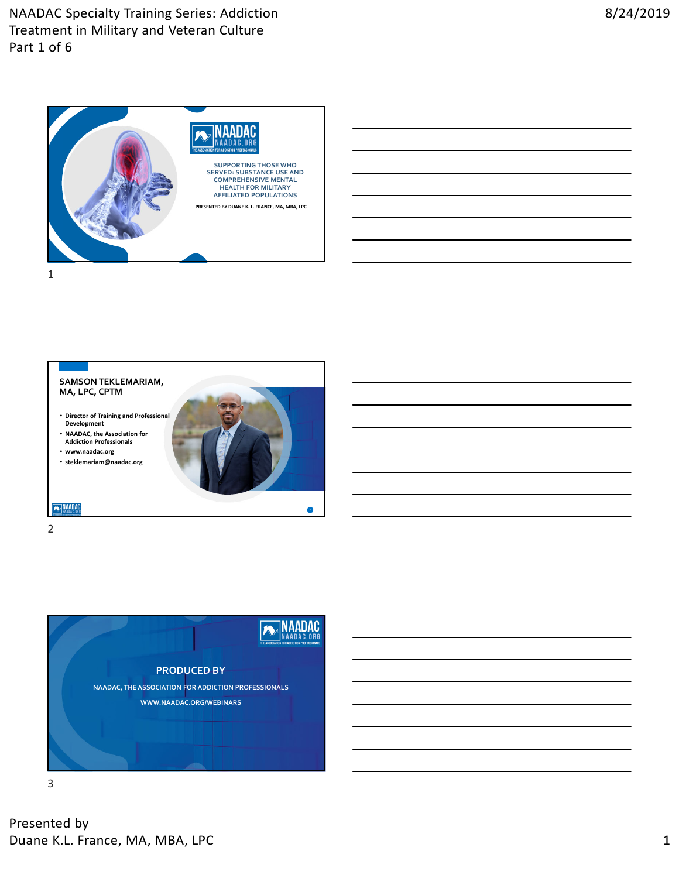SUPPORTING THOSE WHO SERVED: SUBSTANCE USE AND COMPREHENSIVE MENTAL HEALTH FOR MILITARY AFFILIATED POPULATIONS

PRESENTED BY DUANE K. L. FRANCE, MA, MBA, LPC

## SAMSON TEKLEMARIAM, MA, LPC, CPTM

- Director of Training and Professional Development
- NAADAC, the Association for Addiction Professionals
- www.naadac.org
- steklemariam@naadac.org

## PRODUCED BY

NAADAC, THE ASSOCIATION FOR ADDICTION PROFESSIONALS

WWW.NAADAC.ORG/WEBINARS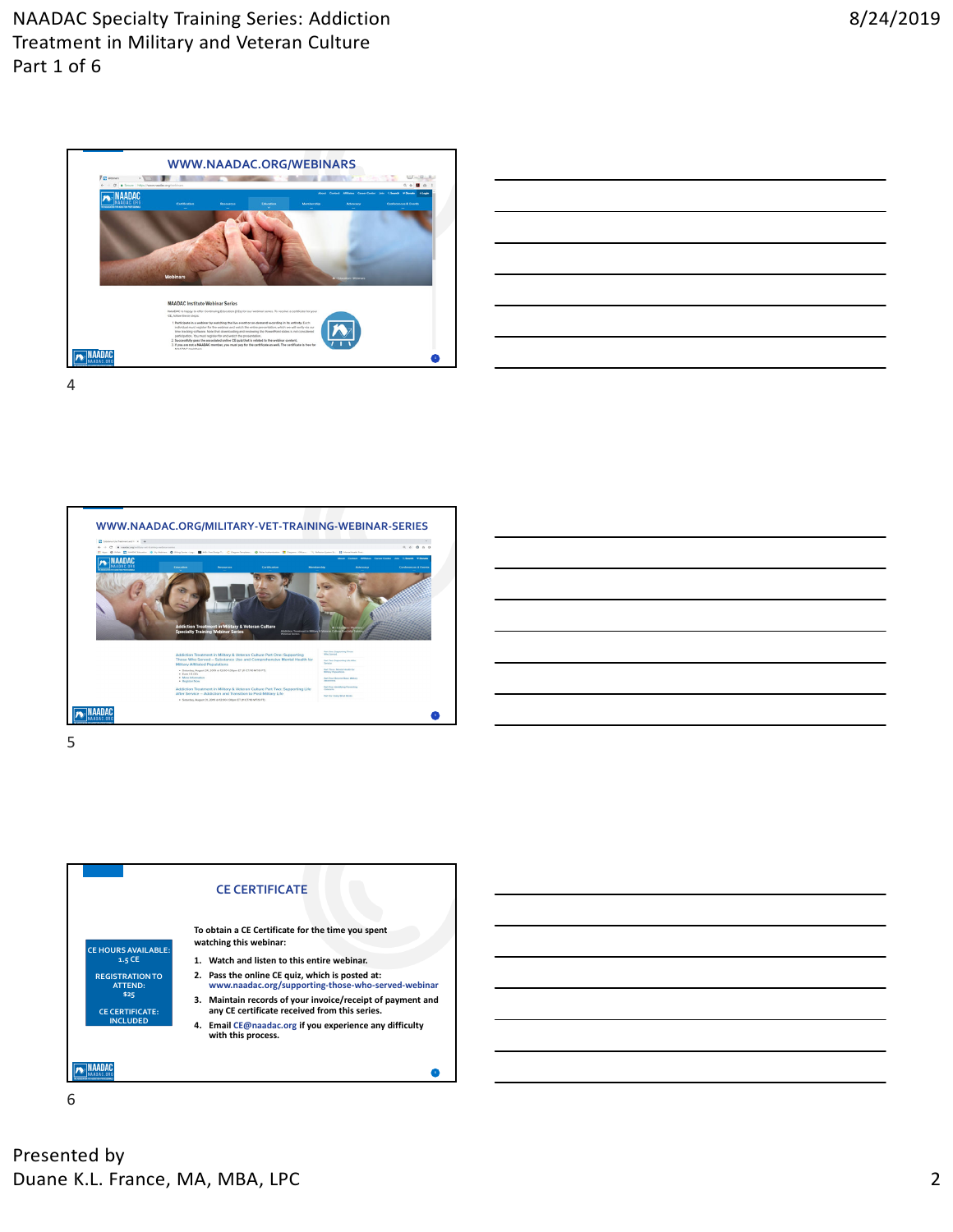## WWW.NAADAC.ORG/WEBINARS

4

## WWW.NAADAC.ORG/MILITARY-VET-TRAINING-WEBINAR-SERIES

5

## CE CERTIFICATE

CE HOURS AVAILABLE: 1.5 CE

REGISTRATION TO ATTEND: $25

CE CERTIFICATE: INCLUDED

**To obtain a CE Certificate for the time you spent watching this webinar:**

1. **Watch and listen to this entire webinar.**
2. **Pass the online CE quiz, which is posted at: www.naadac.org/supporting-those-who-served-webinar**
3. **Maintain records of your invoice/receipt of payment and any CE certificate received from this series.**
4. **Email CE@naadac.org if you experience any difficulty with this process.**

6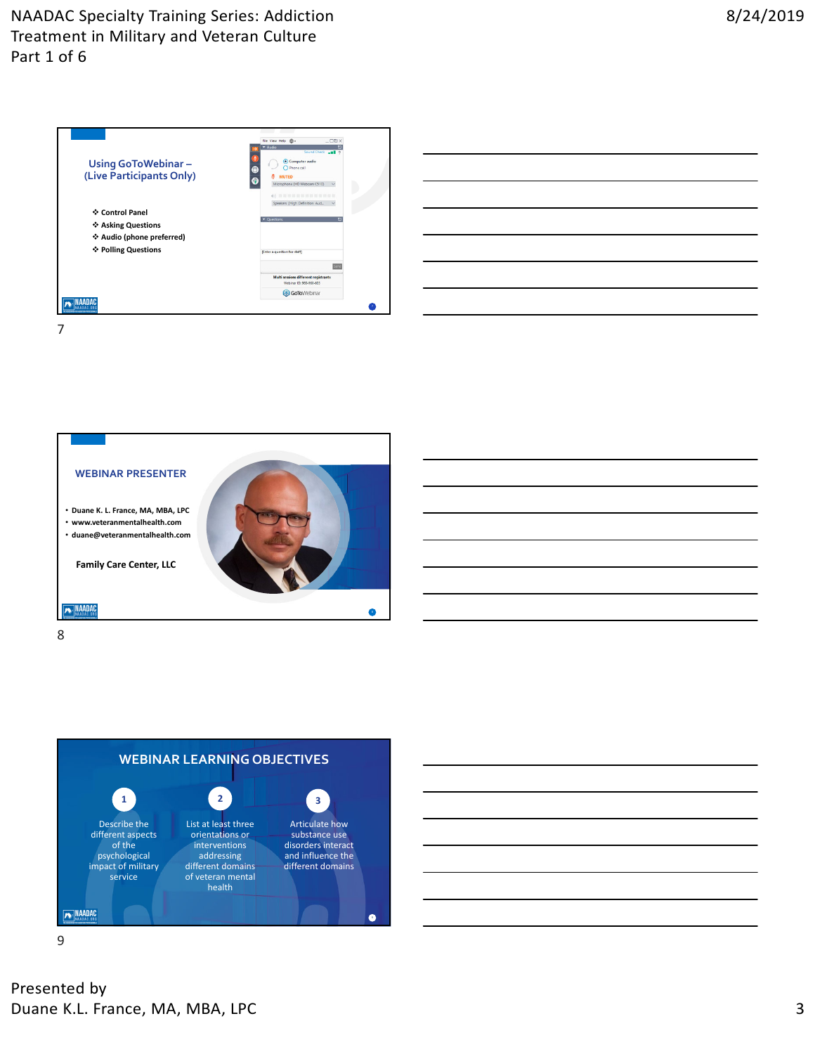## Using GoToWebinar – (Live Participants Only)

- Control Panel
- Asking Questions
- Audio (phone preferred)
- Polling Questions

7

## WEBINAR PRESENTER

- Duane K. L. France, MA, MBA, LPC
- www.veteranmentalhealth.com
- duane@veteranmentalhealth.com

Family Care Center, LLC

8

## WEBINAR LEARNING OBJECTIVES

1. Describe the different aspects of the psychological impact of military service
2. List at least three orientations or interventions addressing different domains of veteran mental health
3. Articulate how substance use disorders interact and influence the different domains

9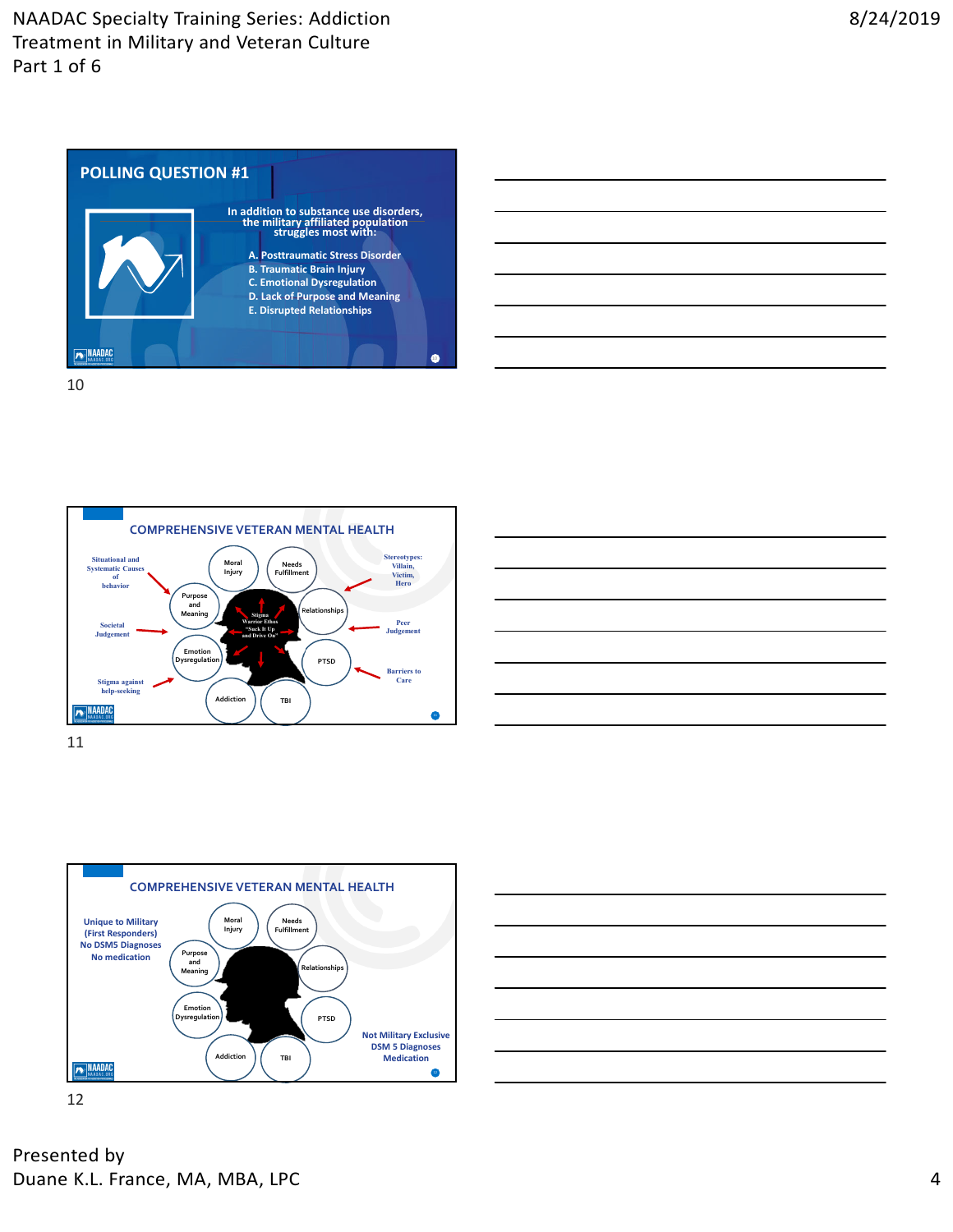## POLLING QUESTION #1

In addition to substance use disorders, the military affiliated population struggles most with:

A. Posttraumatic Stress Disorder
B. Traumatic Brain Injury
C. Emotional Dysregulation
D. Lack of Purpose and Meaning
E. Disrupted Relationships

10

## COMPREHENSIVE VETERAN MENTAL HEALTH

Situational and Systematic Causes of behavior

Societal Judgement

Stigma against help-seeking

Moral Injury

Needs Fulfillment

Purpose and Meaning

Relationships

Emotion Dysregulation

PTSD

Addiction

TBI

Stigma Warrior Ethos "Suck It Up and Drive On"

Stereotypes: Villain, Victim, Hero

Peer Judgement

Barriers to Care

11

## COMPREHENSIVE VETERAN MENTAL HEALTH

Unique to Military (First Responders)
No DSM5 Diagnoses
No medication

Moral Injury

Needs Fulfillment

Purpose and Meaning

Relationships

Emotion Dysregulation

PTSD

Addiction

TBI

Not Military Exclusive
DSM 5 Diagnoses
Medication

12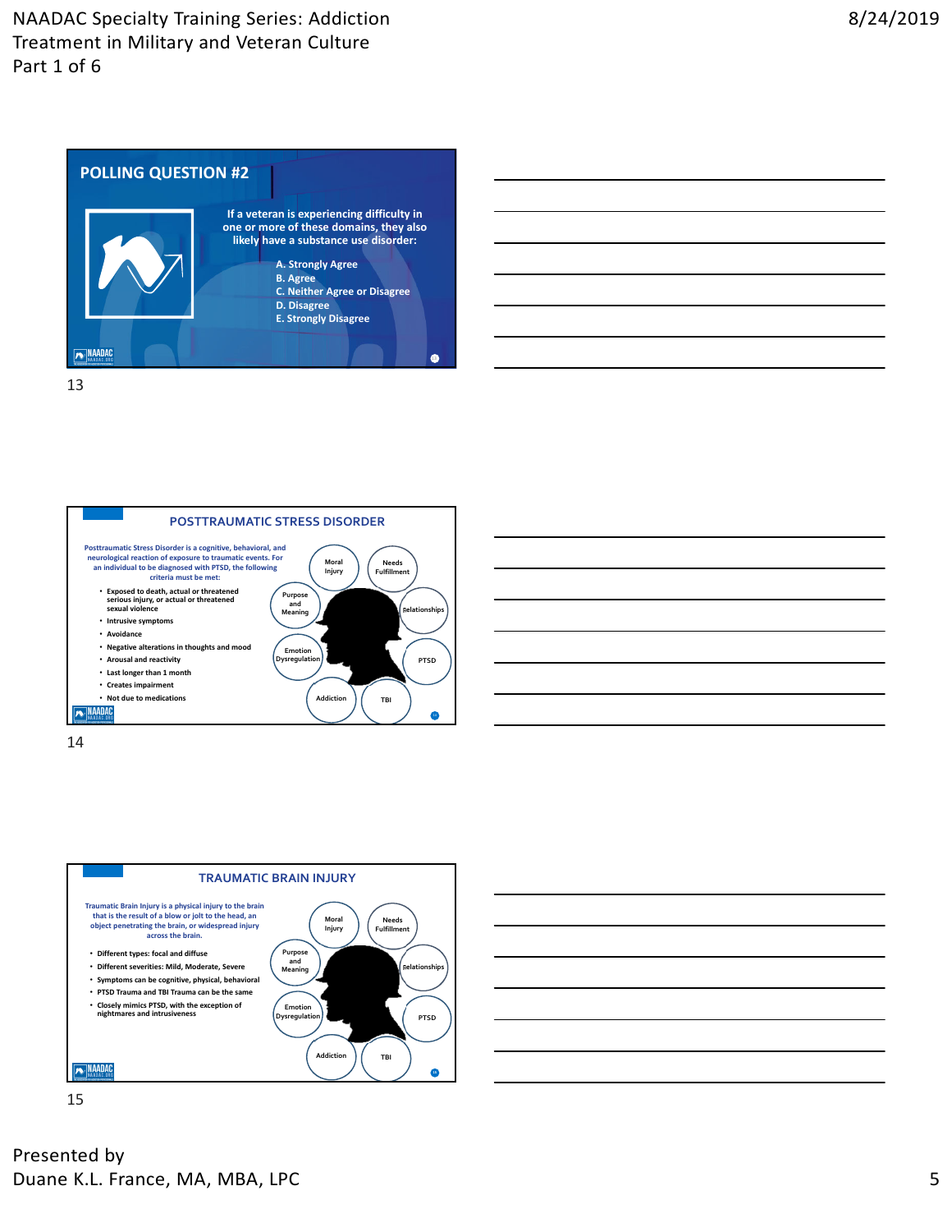## POLLING QUESTION #2

If a veteran is experiencing difficulty in one or more of these domains, they also likely have a substance use disorder:

A. Strongly Agree
B. Agree
C. Neither Agree or Disagree
D. Disagree
E. Strongly Disagree

## POSTTRAUMATIC STRESS DISORDER

Posttraumatic Stress Disorder is a cognitive, behavioral, and neurological reaction of exposure to traumatic events. For an individual to be diagnosed with PTSD, the following criteria must be met:

- Exposed to death, actual or threatened serious injury, or actual or threatened sexual violence
- Intrusive symptoms
- Avoidance
- Negative alterations in thoughts and mood
- Arousal and reactivity
- Last longer than 1 month
- Creates impairment
- Not due to medications

Moral Injury, Needs Fulfillment, Purpose and Meaning, Relationships, Emotion Dysregulation, PTSD, Addiction, TBI

## TRAUMATIC BRAIN INJURY

Traumatic Brain Injury is a physical injury to the brain that is the result of a blow or jolt to the head, an object penetrating the brain, or widespread injury across the brain.

- Different types: focal and diffuse
- Different severities: Mild, Moderate, Severe
- Symptoms can be cognitive, physical, behavioral
- PTSD Trauma and TBI Trauma can be the same
- Closely mimics PTSD, with the exception of nightmares and intrusiveness

Moral Injury, Needs Fulfillment, Purpose and Meaning, Relationships, Emotion Dysregulation, PTSD, Addiction, TBI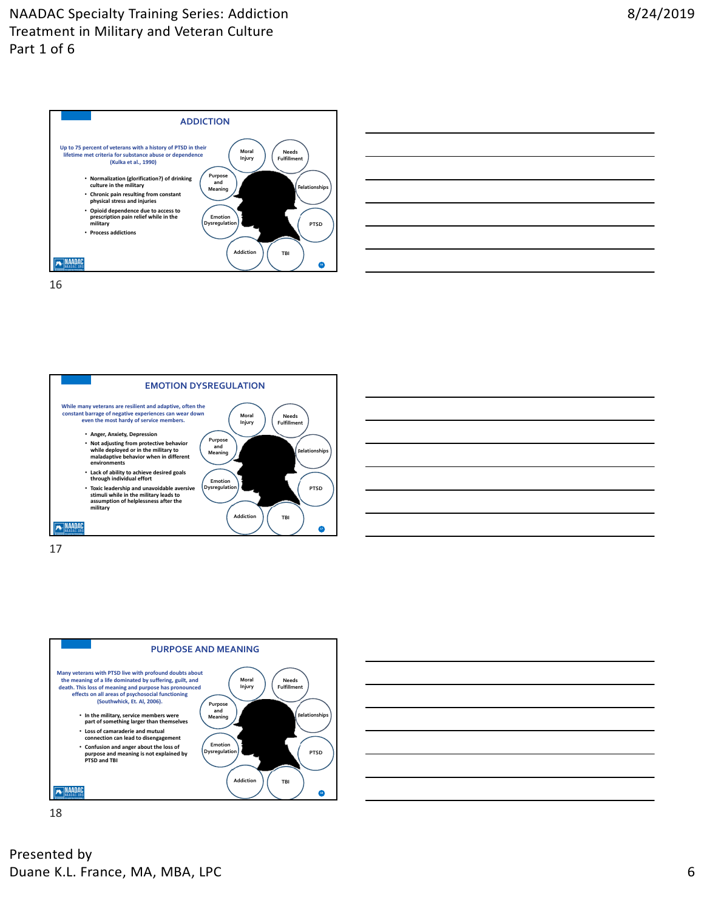## ADDICTION

Up to 75 percent of veterans with a history of PTSD in their lifetime met criteria for substance abuse or dependence (Kulka et al., 1990)

- Normalization (glorification?) of drinking culture in the military
- Chronic pain resulting from constant physical stress and injuries
- Opioid dependence due to access to prescription pain relief while in the military
- Process addictions

Moral Injury | Needs Fulfillment | Relationships | PTSD | TBI | Addiction | Emotion Dysregulation | Purpose and Meaning

16

## EMOTION DYSREGULATION

While many veterans are resilient and adaptive, often the constant barrage of negative experiences can wear down even the most hardy of service members.

- Anger, Anxiety, Depression
- Not adjusting from protective behavior while deployed or in the military to maladaptive behavior when in different environments
- Lack of ability to achieve desired goals through individual effort
- Toxic leadership and unavoidable aversive stimuli while in the military leads to assumption of helplessness after the military

Moral Injury | Needs Fulfillment | Relationships | PTSD | TBI | Addiction | Emotion Dysregulation | Purpose and Meaning

17

## PURPOSE AND MEANING

Many veterans with PTSD live with profound doubts about the meaning of a life dominated by suffering, guilt, and death. This loss of meaning and purpose has pronounced effects on all areas of psychosocial functioning (Southwhick, Et. Al, 2006).

- In the military, service members were part of something larger than themselves
- Loss of camaraderie and mutual connection can lead to disengagement
- Confusion and anger about the loss of purpose and meaning is not explained by PTSD and TBI

Moral Injury | Needs Fulfillment | Relationships | PTSD | TBI | Addiction | Emotion Dysregulation | Purpose and Meaning

18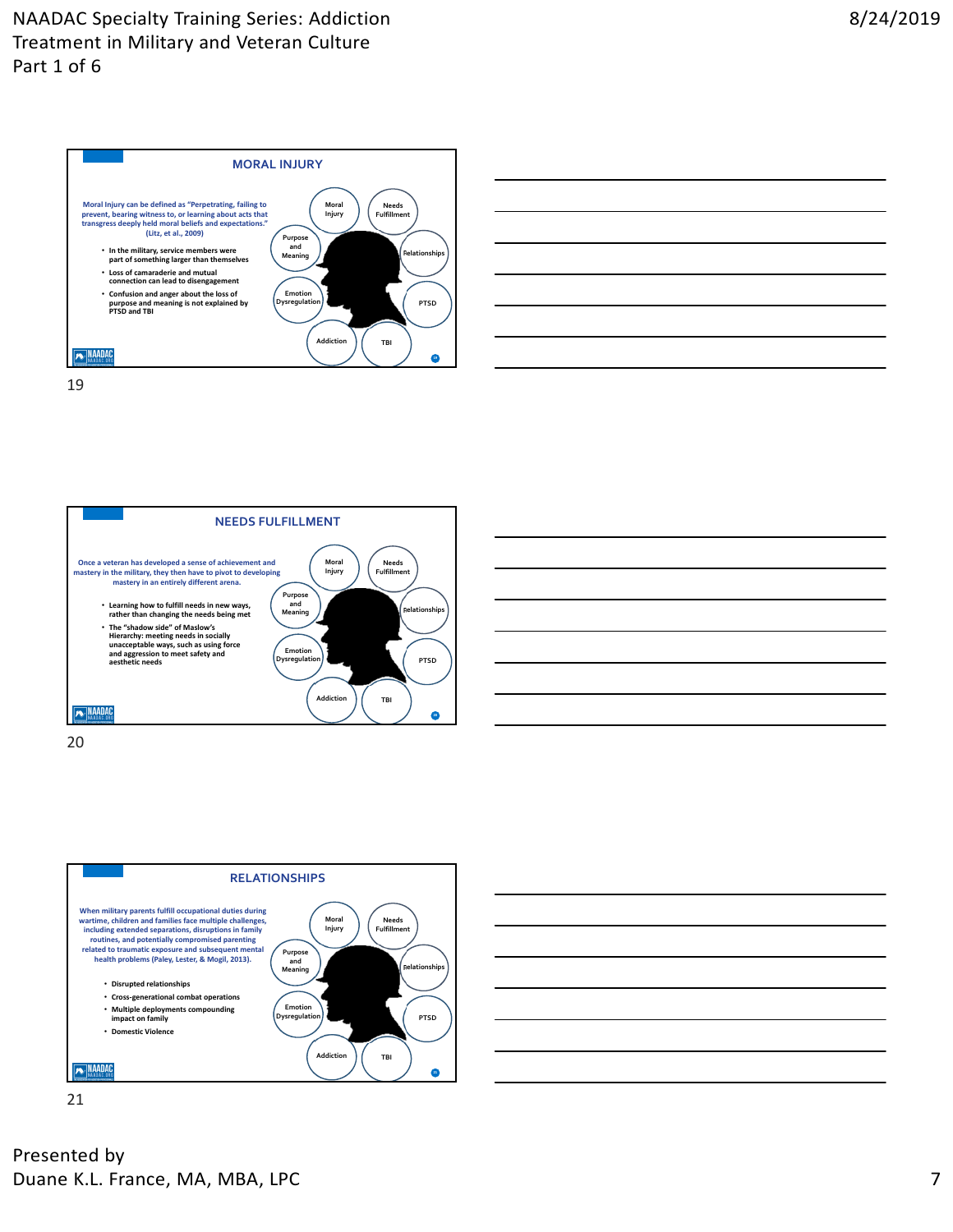## MORAL INJURY

Moral Injury can be defined as "Perpetrating, failing to prevent, bearing witness to, or learning about acts that transgress deeply held moral beliefs and expectations." (Litz, et al., 2009)

- In the military, service members were part of something larger than themselves
- Loss of camaraderie and mutual connection can lead to disengagement
- Confusion and anger about the loss of purpose and meaning is not explained by PTSD and TBI

Moral Injury | Needs Fulfillment | Purpose and Meaning | Relationships | Emotion Dysregulation | PTSD | Addiction | TBI

19

## NEEDS FULFILLMENT

Once a veteran has developed a sense of achievement and mastery in the military, they then have to pivot to developing mastery in an entirely different arena.

- Learning how to fulfill needs in new ways, rather than changing the needs being met
- The "shadow side" of Maslow's Hierarchy: meeting needs in socially unacceptable ways, such as using force and aggression to meet safety and aesthetic needs

Moral Injury | Needs Fulfillment | Purpose and Meaning | Relationships | Emotion Dysregulation | PTSD | Addiction | TBI

20

## RELATIONSHIPS

When military parents fulfill occupational duties during wartime, children and families face multiple challenges, including extended separations, disruptions in family routines, and potentially compromised parenting related to traumatic exposure and subsequent mental health problems (Paley, Lester, & Mogil, 2013).

- Disrupted relationships
- Cross-generational combat operations
- Multiple deployments compounding impact on family
- Domestic Violence

Moral Injury | Needs Fulfillment | Purpose and Meaning | Relationships | Emotion Dysregulation | PTSD | Addiction | TBI

21

Presented by
Duane K.L. France, MA, MBA, LPC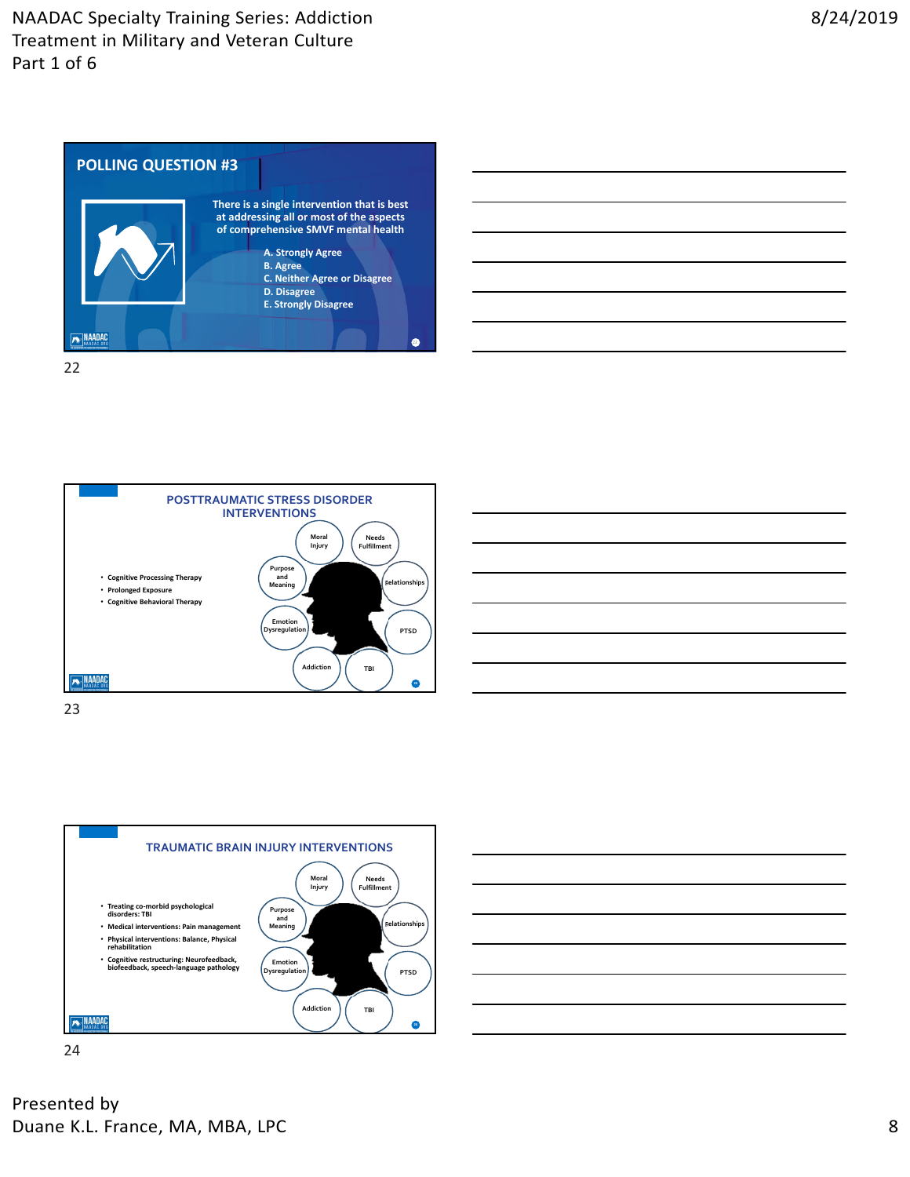## POLLING QUESTION #3

There is a single intervention that is best at addressing all or most of the aspects of comprehensive SMVF mental health

A. Strongly Agree
B. Agree
C. Neither Agree or Disagree
D. Disagree
E. Strongly Disagree

22

## POSTTRAUMATIC STRESS DISORDER INTERVENTIONS

- Cognitive Processing Therapy
- Prolonged Exposure
- Cognitive Behavioral Therapy

Moral Injury · Needs Fulfillment · Purpose and Meaning · Relationships · Emotion Dysregulation · PTSD · Addiction · TBI

23

## TRAUMATIC BRAIN INJURY INTERVENTIONS

- Treating co-morbid psychological disorders: TBI
- Medical interventions: Pain management
- Physical interventions: Balance, Physical rehabilitation
- Cognitive restructuring: Neurofeedback, biofeedback, speech-language pathology

Moral Injury · Needs Fulfillment · Purpose and Meaning · Relationships · Emotion Dysregulation · PTSD · Addiction · TBI

24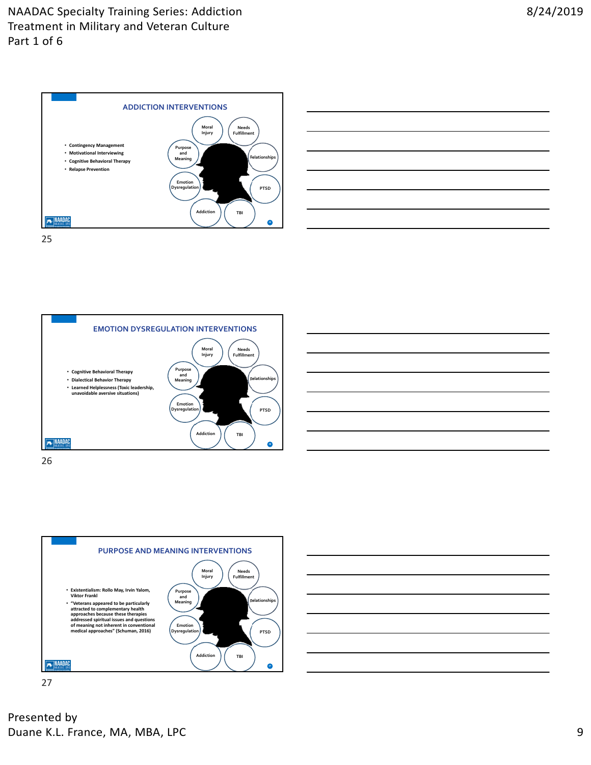## ADDICTION INTERVENTIONS

- Contingency Management
- Motivational Interviewing
- Cognitive Behavioral Therapy
- Relapse Prevention

Moral Injury, Needs Fulfillment, Purpose and Meaning, Relationships, Emotion Dysregulation, PTSD, Addiction, TBI

25

## EMOTION DYSREGULATION INTERVENTIONS

- Cognitive Behavioral Therapy
- Dialectical Behavior Therapy
- Learned Helplessness (Toxic leadership, unavoidable aversive situations)

Moral Injury, Needs Fulfillment, Purpose and Meaning, Relationships, Emotion Dysregulation, PTSD, Addiction, TBI

26

## PURPOSE AND MEANING INTERVENTIONS

- Existentialism: Rollo May, Irvin Yalom, Viktor Frankl
- "Veterans appeared to be particularly attracted to complementary health approaches because these therapies addressed spiritual issues and questions of meaning not inherent in conventional medical approaches" (Schuman, 2016)

Moral Injury, Needs Fulfillment, Purpose and Meaning, Relationships, Emotion Dysregulation, PTSD, Addiction, TBI

27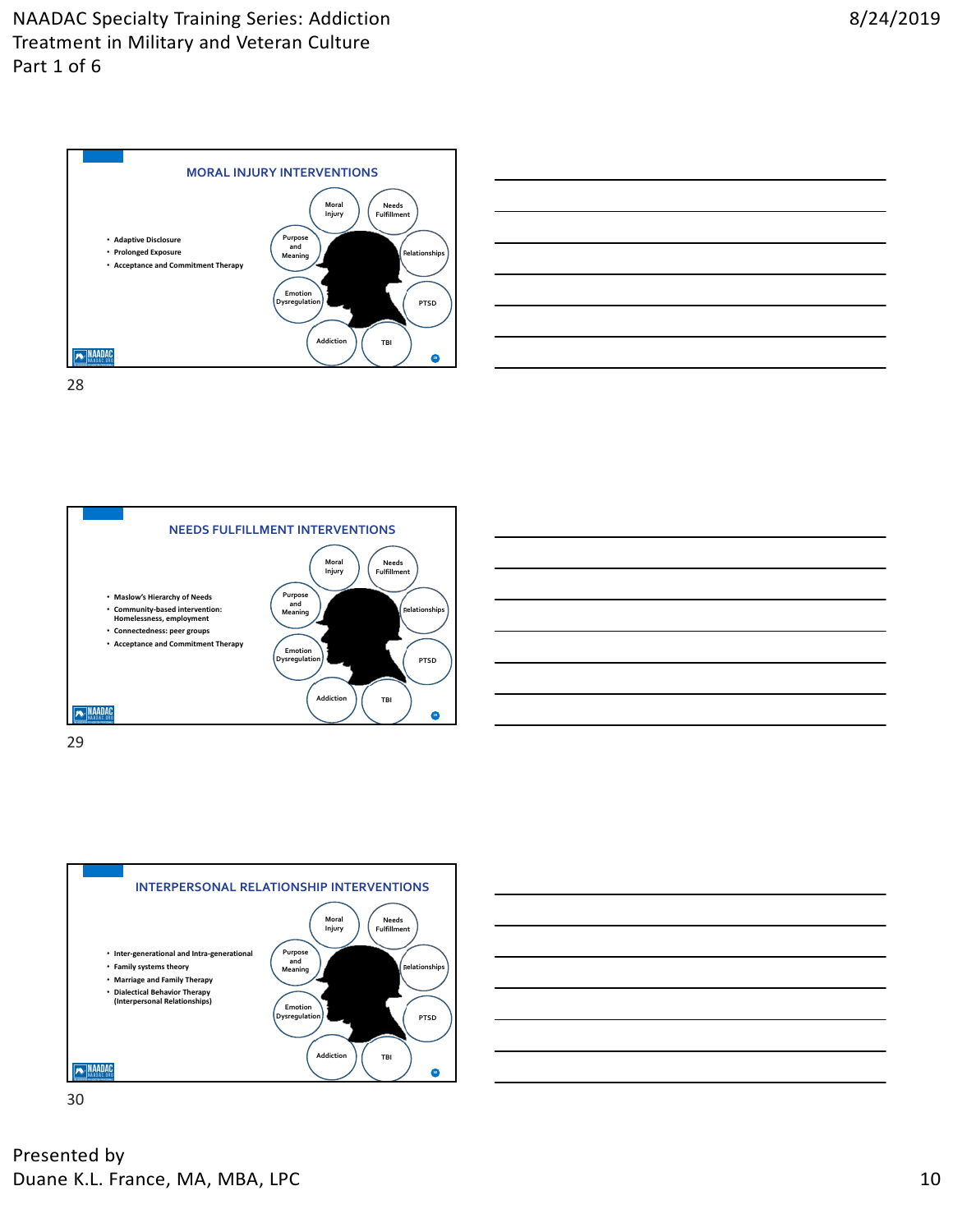## MORAL INJURY INTERVENTIONS

- Adaptive Disclosure
- Prolonged Exposure
- Acceptance and Commitment Therapy

Moral Injury | Needs Fulfillment | Purpose and Meaning | Relationships | Emotion Dysregulation | PTSD | Addiction | TBI

28

## NEEDS FULFILLMENT INTERVENTIONS

- Maslow's Hierarchy of Needs
- Community-based intervention: Homelessness, employment
- Connectedness: peer groups
- Acceptance and Commitment Therapy

Moral Injury | Needs Fulfillment | Purpose and Meaning | Relationships | Emotion Dysregulation | PTSD | Addiction | TBI

29

## INTERPERSONAL RELATIONSHIP INTERVENTIONS

- Inter-generational and Intra-generational
- Family systems theory
- Marriage and Family Therapy
- Dialectical Behavior Therapy (Interpersonal Relationships)

Moral Injury | Needs Fulfillment | Purpose and Meaning | Relationships | Emotion Dysregulation | PTSD | Addiction | TBI

30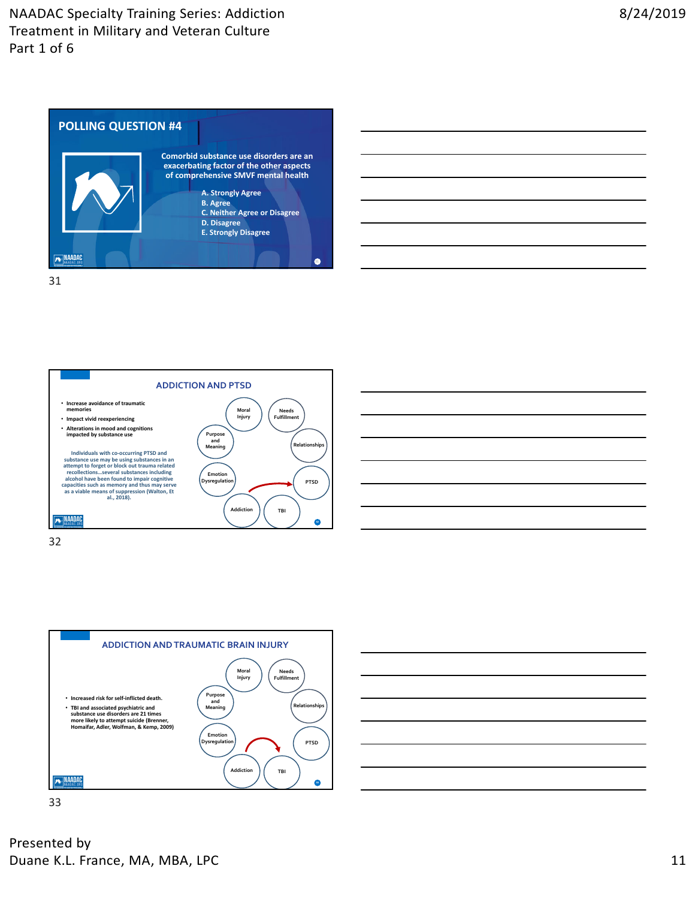## POLLING QUESTION #4

Comorbid substance use disorders are an exacerbating factor of the other aspects of comprehensive SMVF mental health

A. Strongly Agree
B. Agree
C. Neither Agree or Disagree
D. Disagree
E. Strongly Disagree

31

## ADDICTION AND PTSD

- Increase avoidance of traumatic memories
- Impact vivid reexperiencing
- Alterations in mood and cognitions impacted by substance use

Individuals with co-occurring PTSD and substance use may be using substances in an attempt to forget or block out trauma related recollections…several substances including alcohol have been found to impair cognitive capacities such as memory and thus may serve as a viable means of suppression (Walton, Et al., 2018).

Moral Injury · Needs Fulfillment · Purpose and Meaning · Relationships · Emotion Dysregulation · PTSD · Addiction · TBI

32

## ADDICTION AND TRAUMATIC BRAIN INJURY

- Increased risk for self-inflicted death.
- TBI and associated psychiatric and substance use disorders are 21 times more likely to attempt suicide (Brenner, Homaifar, Adler, Wolfman, & Kemp, 2009)

Moral Injury · Needs Fulfillment · Purpose and Meaning · Relationships · Emotion Dysregulation · PTSD · Addiction · TBI

33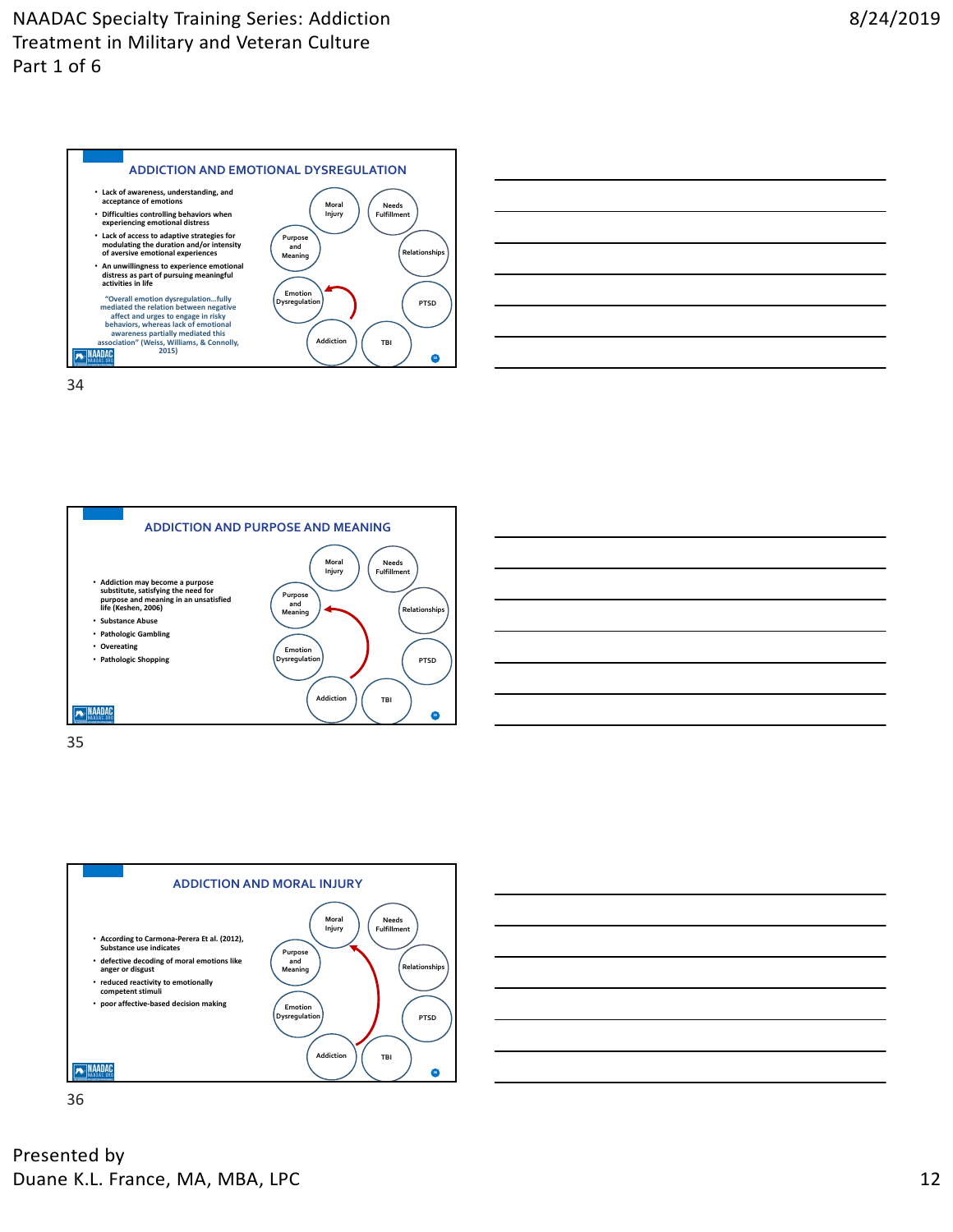## ADDICTION AND EMOTIONAL DYSREGULATION

- Lack of awareness, understanding, and acceptance of emotions
- Difficulties controlling behaviors when experiencing emotional distress
- Lack of access to adaptive strategies for modulating the duration and/or intensity of aversive emotional experiences
- An unwillingness to experience emotional distress as part of pursuing meaningful activities in life

"Overall emotion dysregulation…fully mediated the relation between negative affect and urges to engage in risky behaviors, whereas lack of emotional awareness partially mediated this association" (Weiss, Williams, & Connolly, 2015)

Moral Injury · Needs Fulfillment · Purpose and Meaning · Relationships · Emotion Dysregulation · PTSD · Addiction · TBI

34

## ADDICTION AND PURPOSE AND MEANING

- Addiction may become a purpose substitute, satisfying the need for purpose and meaning in an unsatisfied life (Keshen, 2006)
- Substance Abuse
- Pathologic Gambling
- Overeating
- Pathologic Shopping

Moral Injury · Needs Fulfillment · Purpose and Meaning · Relationships · Emotion Dysregulation · PTSD · Addiction · TBI

35

## ADDICTION AND MORAL INJURY

- According to Carmona-Perera Et al. (2012), Substance use indicates
- defective decoding of moral emotions like anger or disgust
- reduced reactivity to emotionally competent stimuli
- poor affective-based decision making

Moral Injury · Needs Fulfillment · Purpose and Meaning · Relationships · Emotion Dysregulation · PTSD · Addiction · TBI

36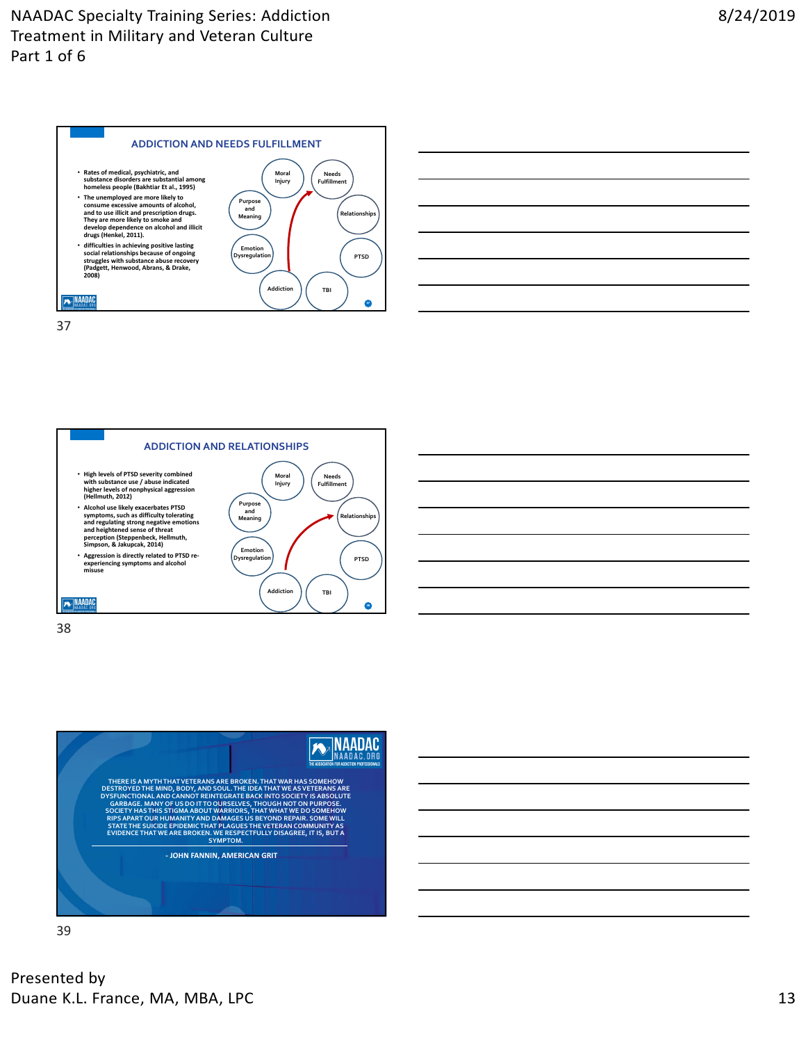## ADDICTION AND NEEDS FULFILLMENT

- Rates of medical, psychiatric, and substance disorders are substantial among homeless people (Bakhtiar Et al., 1995)
- The unemployed are more likely to consume excessive amounts of alcohol, and to use illicit and prescription drugs. They are more likely to smoke and develop dependence on alcohol and illicit drugs (Henkel, 2011).
- difficulties in achieving positive lasting social relationships because of ongoing struggles with substance abuse recovery (Padgett, Henwood, Abrans, & Drake, 2008)

Moral Injury · Needs Fulfillment · Relationships · PTSD · TBI · Addiction · Emotion Dysregulation · Purpose and Meaning

37

## ADDICTION AND RELATIONSHIPS

- High levels of PTSD severity combined with substance use / abuse indicated higher levels of nonphysical aggression (Hellmuth, 2012)
- Alcohol use likely exacerbates PTSD symptoms, such as difficulty tolerating and regulating strong negative emotions and heightened sense of threat perception (Steppenbeck, Hellmuth, Simpson, & Jakupcak, 2014)
- Aggression is directly related to PTSD re-experiencing symptoms and alcohol misuse

Moral Injury · Needs Fulfillment · Relationships · PTSD · TBI · Addiction · Emotion Dysregulation · Purpose and Meaning

38

THERE IS A MYTH THAT VETERANS ARE BROKEN. THAT WAR HAS SOMEHOW DESTROYED THE MIND, BODY, AND SOUL. THE IDEA THAT WE AS VETERANS ARE DYSFUNCTIONAL AND CANNOT REINTEGRATE BACK INTO SOCIETY IS ABSOLUTE GARBAGE. MANY OF US DO IT TO OURSELVES, THOUGH NOT ON PURPOSE. SOCIETY HAS THIS STIGMA ABOUT WARRIORS, THAT WHAT WE DO SOMEHOW RIPS APART OUR HUMANITY AND DAMAGES US BEYOND REPAIR. SOME WILL STATE THE SUICIDE EPIDEMIC THAT PLAGUES THE VETERAN COMMUNITY AS EVIDENCE THAT WE ARE BROKEN. WE RESPECTFULLY DISAGREE, IT IS, BUT A SYMPTOM.

- JOHN FANNIN, AMERICAN GRIT

39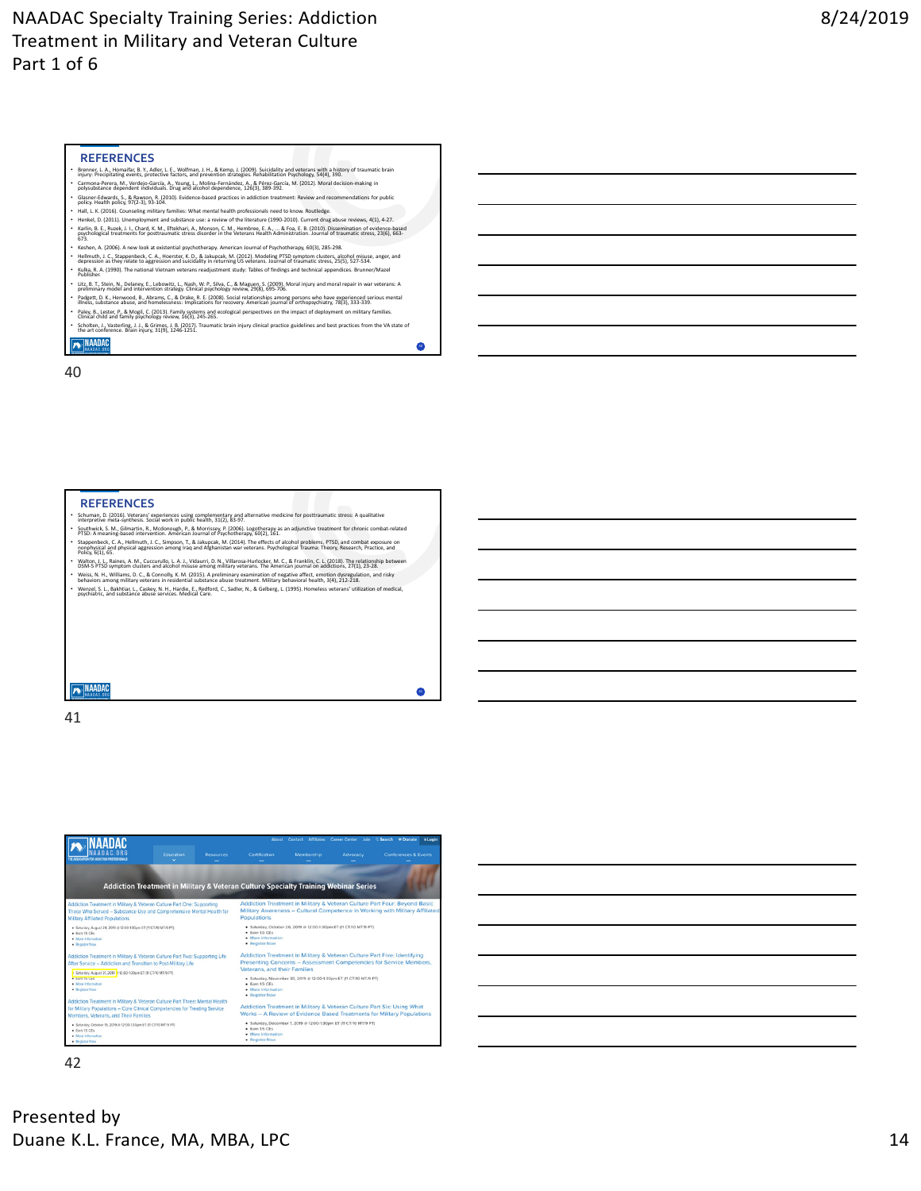## REFERENCES

- Brenner, L. A., Homaifar, B. Y., Adler, L. E., Wolfman, J. H., & Kemp, J. (2009). Suicidality and veterans with a history of traumatic brain injury: Precipitating events, protective factors, and prevention strategies. Rehabilitation Psychology, 54(4), 390.
- Carmona-Perera, M., Verdejo-García, A., Young, L., Molina-Fernández, A., & Pérez-García, M. (2012). Moral decision-making in polysubstance dependent individuals. Drug and alcohol dependence, 126(3), 389-392.
- Glasner-Edwards, S., & Rawson, R. (2010). Evidence-based practices in addiction treatment: Review and recommendations for public policy. Health policy, 97(2-3), 93-104.
- Hall, L. K. (2016). Counseling military families: What mental health professionals need to know. Routledge.
- Henkel, D. (2011). Unemployment and substance use: a review of the literature (1990-2010). Current drug abuse reviews, 4(1), 4-27.
- Karlin, B. E., Ruzek, J. I., Chard, K. M., Eftekhari, A., Monson, C. M., Hembree, E. A., ... & Foa, E. B. (2010). Dissemination of evidence-based psychological treatments for posttraumatic stress disorder in the Veterans Health Administration. Journal of traumatic stress, 23(6), 663-673.
- Keshen, A. (2006). A new look at existential psychotherapy. American Journal of Psychotherapy, 60(3), 285-298.
- Hellmuth, J. C., Stappenbeck, C. A., Hoerster, K. D., & Jakupcak, M. (2012). Modeling PTSD symptom clusters, alcohol misuse, anger, and depression as they relate to aggression and suicidality in returning US veterans. Journal of traumatic stress, 25(5), 527-534.
- Kulka, R. A. (1990). The national Vietnam veterans readjustment study: Tables of findings and technical appendices. Brunner/Mazel Publisher.
- Litz, B. T., Stein, N., Delaney, E., Lebowitz, L., Nash, W. P., Silva, C., & Maguen, S. (2009). Moral injury and moral repair in war veterans: A preliminary model and intervention strategy. Clinical psychology review, 29(8), 695-706.
- Padgett, D. K., Henwood, B., Abrams, C., & Drake, R. E. (2008). Social relationships among persons who have experienced serious mental illness, substance abuse, and homelessness: Implications for recovery. American journal of orthopsychiatry, 78(3), 333-339.
- Paley, B., Lester, P., & Mogil, C. (2013). Family systems and ecological perspectives on the impact of deployment on military families. Clinical child and family psychology review, 16(3), 245-265.
- Scholten, J., Vasterling, J. J., & Grimes, J. B. (2017). Traumatic brain injury clinical practice guidelines and best practices from the VA state of the art conference. Brain injury, 31(9), 1246-1251.

## REFERENCES

- Schuman, D. (2016). Veterans' experiences using complementary and alternative medicine for posttraumatic stress: A qualitative interpretive meta-synthesis. Social work in public health, 31(2), 83-97.
- Southwick, S. M., Gilmartin, R., Mcdonough, P., & Morrissey, P. (2006). Logotherapy as an adjunctive treatment for chronic combat-related PTSD: A meaning-based intervention. American Journal of Psychotherapy, 60(2), 161.
- Stappenbeck, C. A., Hellmuth, J. C., Simpson, T., & Jakupcak, M. (2014). The effects of alcohol problems, PTSD, and combat exposure on nonphysical and physical aggression among Iraq and Afghanistan war veterans. Psychological Trauma: Theory, Research, Practice, and Policy, 6(1), 65.
- Walton, J. L., Raines, A. M., Cuccurullo, L. A. J., Vidaurri, D. N., Villarosa-Hurlocker, M. C., & Franklin, C. L. (2018). The relationship between DSM-5 PTSD symptom clusters and alcohol misuse among military veterans. The American journal on addictions, 27(1), 23-28.
- Weiss, N. H., Williams, D. C., & Connolly, K. M. (2015). A preliminary examination of negative affect, emotion dysregulation, and risky behaviors among military veterans in residential substance abuse treatment. Military behavioral health, 3(4), 212-218.
- Wenzel, S. L., Bakhtiar, L., Caskey, N. H., Hardie, E., Redford, C., Sadler, N., & Gelberg, L. (1995). Homeless veterans' utilization of medical, psychiatric, and substance abuse services. Medical Care.

## Addiction Treatment in Military & Veteran Culture Specialty Training Webinar Series

- Addiction Treatment in Military & Veteran Culture Part One: Supporting Those Who Served – Substance Use and Comprehensive Mental Health for Military Affiliated Populations
  - Saturday, August 24, 2019 @ 12:00-1:30pm ET (11 CT/10 MT/9 PT)
  - Earn 1.5 CEs
  - More Information
  - Register Now
- Addiction Treatment in Military & Veteran Culture Part Two: Supporting Life After Service – Addiction and Transition to Post-Military Life
  - Saturday, August 31, 2019 @ 12:00-1:30pm ET (11 CT/10 MT/9 PT)
  - Earn 1.5 CEs
  - More Information
  - Register Now
- Addiction Treatment in Military & Veteran Culture Part Three: Mental Health for Military Populations – Core Clinical Competencies for Treating Service Members, Veterans, and Their Families
  - Saturday, October 19, 2019 @ 12:00-1:30pm ET (11 CT/10 MT/9 PT)
  - Earn 1.5 CEs
  - More Information
  - Register Now
- Addiction Treatment in Military & Veteran Culture Part Four: Beyond Basic Military Awareness – Cultural Competence in Working with Military Affiliated Populations
  - Saturday, October 26, 2019 @ 12:00-1:30pm ET (11 CT/10 MT/9 PT)
  - Earn 1.5 CEs
  - More Information
  - Register Now
- Addiction Treatment in Military & Veteran Culture Part Five: Identifying Presenting Concerns – Assessment Competencies for Service Members, Veterans, and their Families
  - Saturday, November 30, 2019 @ 12:00-1:30pm ET (11 CT/10 MT/9 PT)
  - Earn 1.5 CEs
  - More Information
  - Register Now
- Addiction Treatment in Military & Veteran Culture Part Six: Using What Works – A Review of Evidence Based Treatments for Military Populations
  - Saturday, December 7, 2019 @ 12:00-1:30pm ET (11 CT/10 MT/9 PT)
  - Earn 1.5 CEs
  - More Information
  - Register Now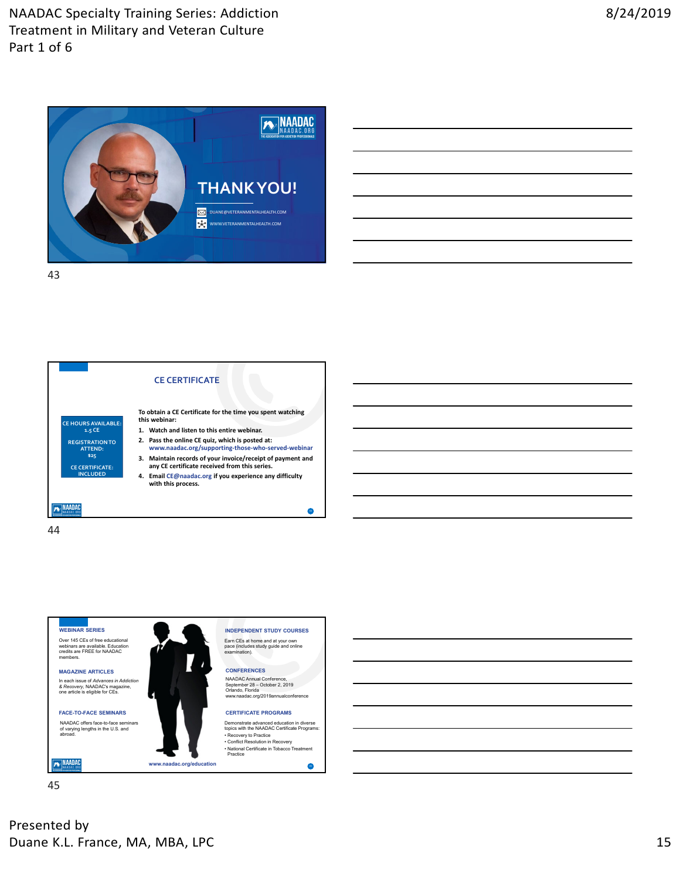## THANK YOU!

DUANE@VETERANMENTALHEALTH.COM

WWW.VETERANMENTALHEALTH.COM

43

## CE CERTIFICATE

CE HOURS AVAILABLE: 1.5 CE

REGISTRATION TO ATTEND: $25

CE CERTIFICATE: INCLUDED

**To obtain a CE Certificate for the time you spent watching this webinar:**

1. **Watch and listen to this entire webinar.**
2. **Pass the online CE quiz, which is posted at: www.naadac.org/supporting-those-who-served-webinar**
3. **Maintain records of your invoice/receipt of payment and any CE certificate received from this series.**
4. **Email CE@naadac.org if you experience any difficulty with this process.**

44

### WEBINAR SERIES

Over 145 CEs of free educational webinars are available. Education credits are FREE for NAADAC members.

### MAGAZINE ARTICLES

In each issue of *Advances in Addiction & Recovery*, NAADAC's magazine, one article is eligible for CEs.

### FACE-TO-FACE SEMINARS

NAADAC offers face-to-face seminars of varying lengths in the U.S. and abroad.

### INDEPENDENT STUDY COURSES

Earn CEs at home and at your own pace (includes study guide and online examination).

### CONFERENCES

NAADAC Annual Conference, September 28 – October 2, 2019 Orlando, Florida www.naadac.org/2019annualconference

### CERTIFICATE PROGRAMS

Demonstrate advanced education in diverse topics with the NAADAC Certificate Programs:

- Recovery to Practice
- Conflict Resolution in Recovery
- National Certificate in Tobacco Treatment Practice

www.naadac.org/education

45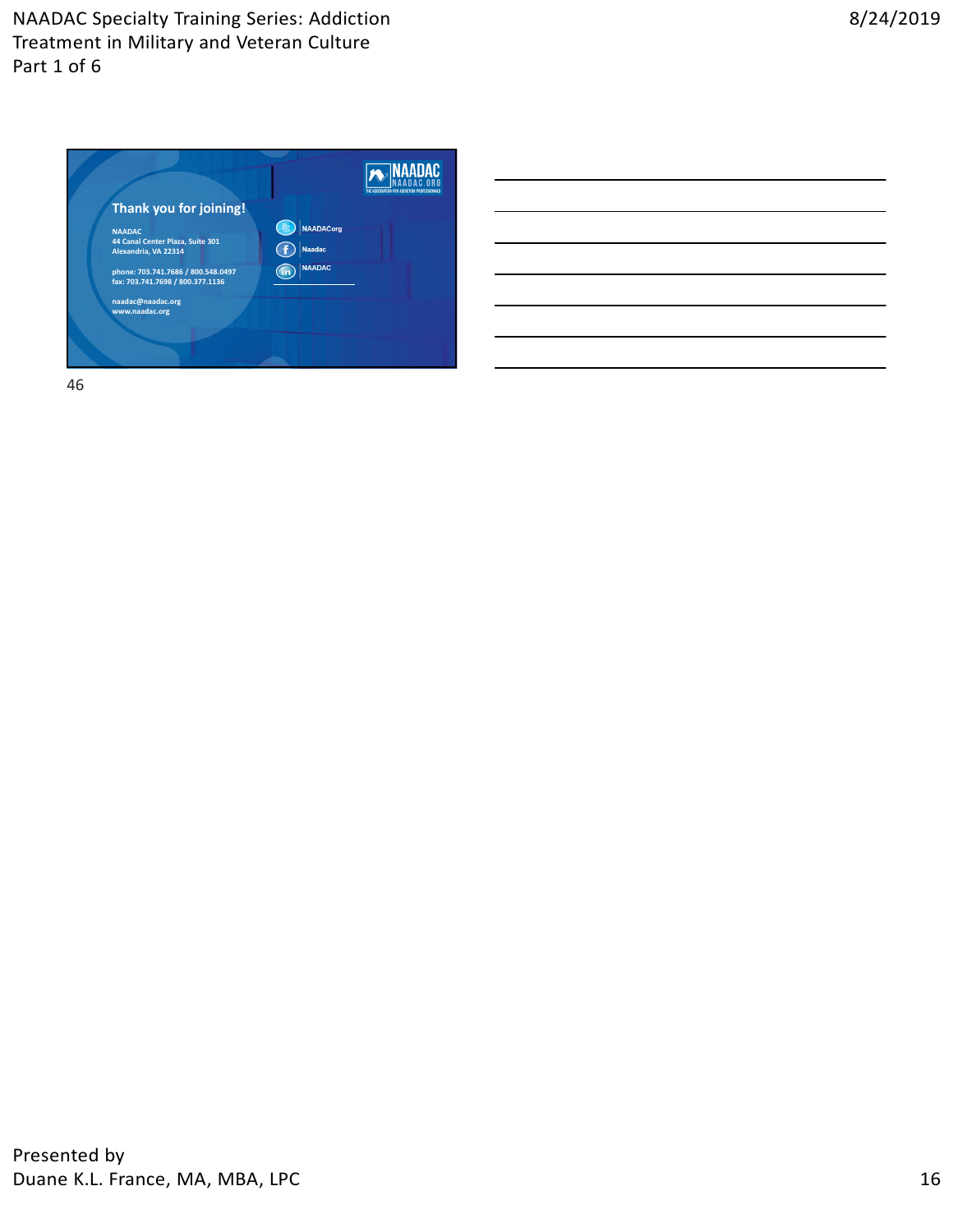## Thank you for joining!

NAADAC
44 Canal Center Plaza, Suite 301
Alexandria, VA 22314

phone: 703.741.7686 / 800.548.0497
fax: 703.741.7698 / 800.377.1136

naadac@naadac.org
www.naadac.org

NAADACorg
Naadac
NAADAC

NAADAC
NAADAC.ORG
THE ASSOCIATION FOR ADDICTION PROFESSIONALS

46